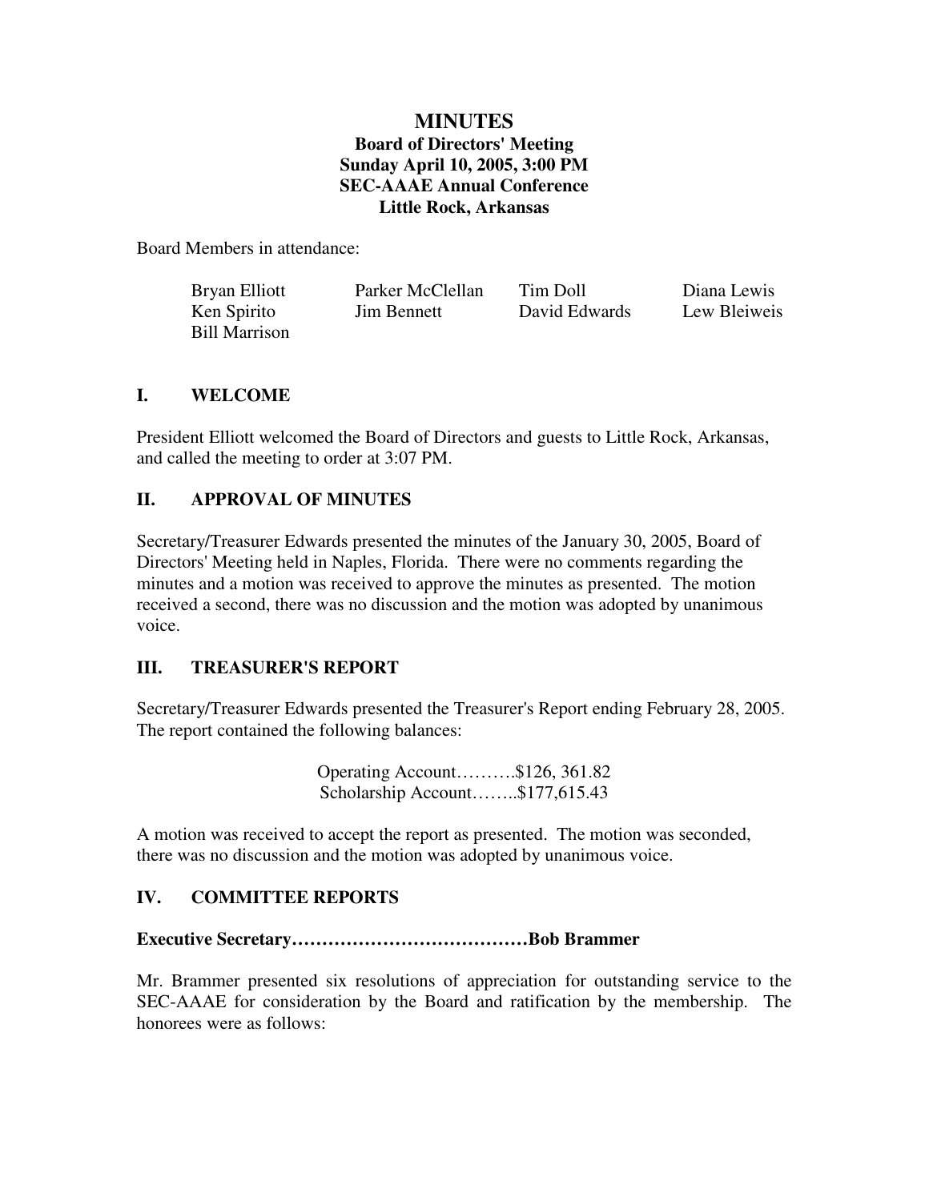# MINUTES

**Board of Directors' Meeting**
**Sunday April 10, 2005, 3:00 PM**
**SEC-AAAE Annual Conference**
**Little Rock, Arkansas**

Board Members in attendance:

| | | | |
|---|---|---|---|
| Bryan Elliott | Parker McClellan | Tim Doll | Diana Lewis |
| Ken Spirito | Jim Bennett | David Edwards | Lew Bleiweis |
| Bill Marrison | | | |

## I. WELCOME

President Elliott welcomed the Board of Directors and guests to Little Rock, Arkansas, and called the meeting to order at 3:07 PM.

## II. APPROVAL OF MINUTES

Secretary/Treasurer Edwards presented the minutes of the January 30, 2005, Board of Directors' Meeting held in Naples, Florida. There were no comments regarding the minutes and a motion was received to approve the minutes as presented. The motion received a second, there was no discussion and the motion was adopted by unanimous voice.

## III. TREASURER'S REPORT

Secretary/Treasurer Edwards presented the Treasurer's Report ending February 28, 2005. The report contained the following balances:

Operating Account……….$126, 361.82
Scholarship Account……..$177,615.43

A motion was received to accept the report as presented. The motion was seconded, there was no discussion and the motion was adopted by unanimous voice.

## IV. COMMITTEE REPORTS

**Executive Secretary…………………………………Bob Brammer**

Mr. Brammer presented six resolutions of appreciation for outstanding service to the SEC-AAAE for consideration by the Board and ratification by the membership. The honorees were as follows: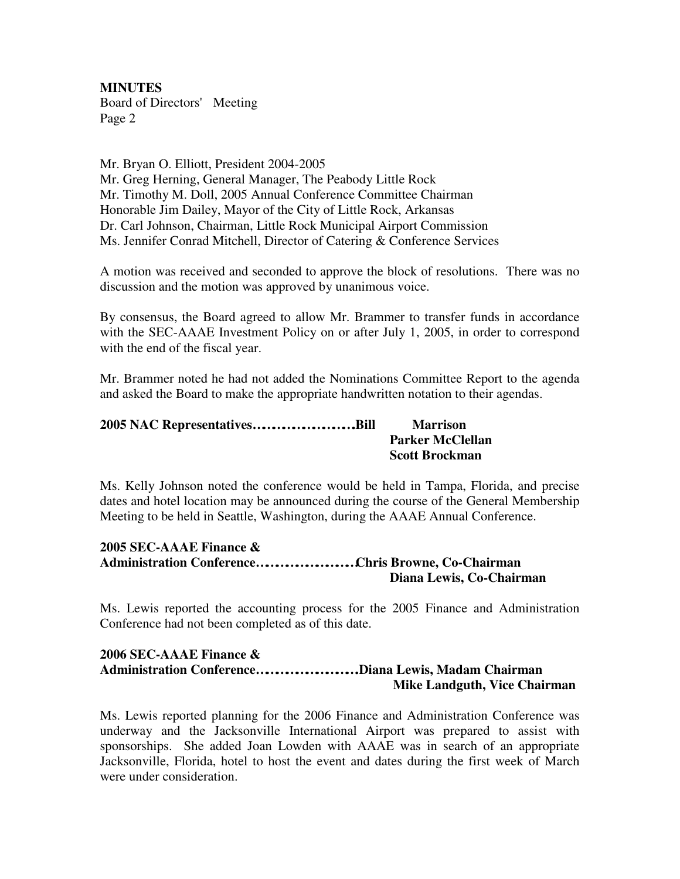Mr. Bryan O. Elliott, President 2004-2005
Mr. Greg Herning, General Manager, The Peabody Little Rock
Mr. Timothy M. Doll, 2005 Annual Conference Committee Chairman
Honorable Jim Dailey, Mayor of the City of Little Rock, Arkansas
Dr. Carl Johnson, Chairman, Little Rock Municipal Airport Commission
Ms. Jennifer Conrad Mitchell, Director of Catering & Conference Services

A motion was received and seconded to approve the block of resolutions. There was no discussion and the motion was approved by unanimous voice.

By consensus, the Board agreed to allow Mr. Brammer to transfer funds in accordance with the SEC-AAAE Investment Policy on or after July 1, 2005, in order to correspond with the end of the fiscal year.

Mr. Brammer noted he had not added the Nominations Committee Report to the agenda and asked the Board to make the appropriate handwritten notation to their agendas.

**2005 NAC Representatives…………………Bill Marrison**
**Parker McClellan**
**Scott Brockman**

Ms. Kelly Johnson noted the conference would be held in Tampa, Florida, and precise dates and hotel location may be announced during the course of the General Membership Meeting to be held in Seattle, Washington, during the AAAE Annual Conference.

**2005 SEC-AAAE Finance &**
**Administration Conference…………………Chris Browne, Co-Chairman**
**Diana Lewis, Co-Chairman**

Ms. Lewis reported the accounting process for the 2005 Finance and Administration Conference had not been completed as of this date.

**2006 SEC-AAAE Finance &**
**Administration Conference…………………Diana Lewis, Madam Chairman**
**Mike Landguth, Vice Chairman**

Ms. Lewis reported planning for the 2006 Finance and Administration Conference was underway and the Jacksonville International Airport was prepared to assist with sponsorships. She added Joan Lowden with AAAE was in search of an appropriate Jacksonville, Florida, hotel to host the event and dates during the first week of March were under consideration.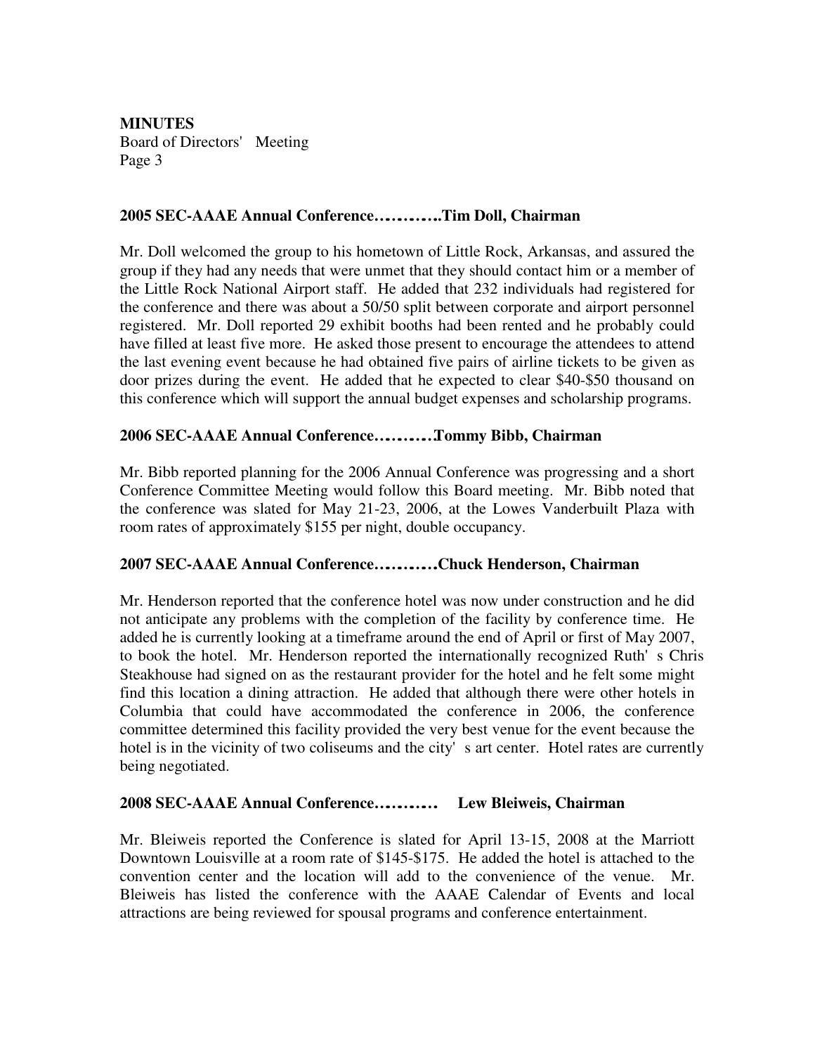**2005 SEC-AAAE Annual Conference………..Tim Doll, Chairman**

Mr. Doll welcomed the group to his hometown of Little Rock, Arkansas, and assured the group if they had any needs that were unmet that they should contact him or a member of the Little Rock National Airport staff. He added that 232 individuals had registered for the conference and there was about a 50/50 split between corporate and airport personnel registered. Mr. Doll reported 29 exhibit booths had been rented and he probably could have filled at least five more. He asked those present to encourage the attendees to attend the last evening event because he had obtained five pairs of airline tickets to be given as door prizes during the event. He added that he expected to clear $40-$50 thousand on this conference which will support the annual budget expenses and scholarship programs.

**2006 SEC-AAAE Annual Conference……….Tommy Bibb, Chairman**

Mr. Bibb reported planning for the 2006 Annual Conference was progressing and a short Conference Committee Meeting would follow this Board meeting. Mr. Bibb noted that the conference was slated for May 21-23, 2006, at the Lowes Vanderbuilt Plaza with room rates of approximately $155 per night, double occupancy.

**2007 SEC-AAAE Annual Conference……….Chuck Henderson, Chairman**

Mr. Henderson reported that the conference hotel was now under construction and he did not anticipate any problems with the completion of the facility by conference time. He added he is currently looking at a timeframe around the end of April or first of May 2007, to book the hotel. Mr. Henderson reported the internationally recognized Ruth's Chris Steakhouse had signed on as the restaurant provider for the hotel and he felt some might find this location a dining attraction. He added that although there were other hotels in Columbia that could have accommodated the conference in 2006, the conference committee determined this facility provided the very best venue for the event because the hotel is in the vicinity of two coliseums and the city's art center. Hotel rates are currently being negotiated.

**2008 SEC-AAAE Annual Conference………. Lew Bleiweis, Chairman**

Mr. Bleiweis reported the Conference is slated for April 13-15, 2008 at the Marriott Downtown Louisville at a room rate of $145-$175. He added the hotel is attached to the convention center and the location will add to the convenience of the venue. Mr. Bleiweis has listed the conference with the AAAE Calendar of Events and local attractions are being reviewed for spousal programs and conference entertainment.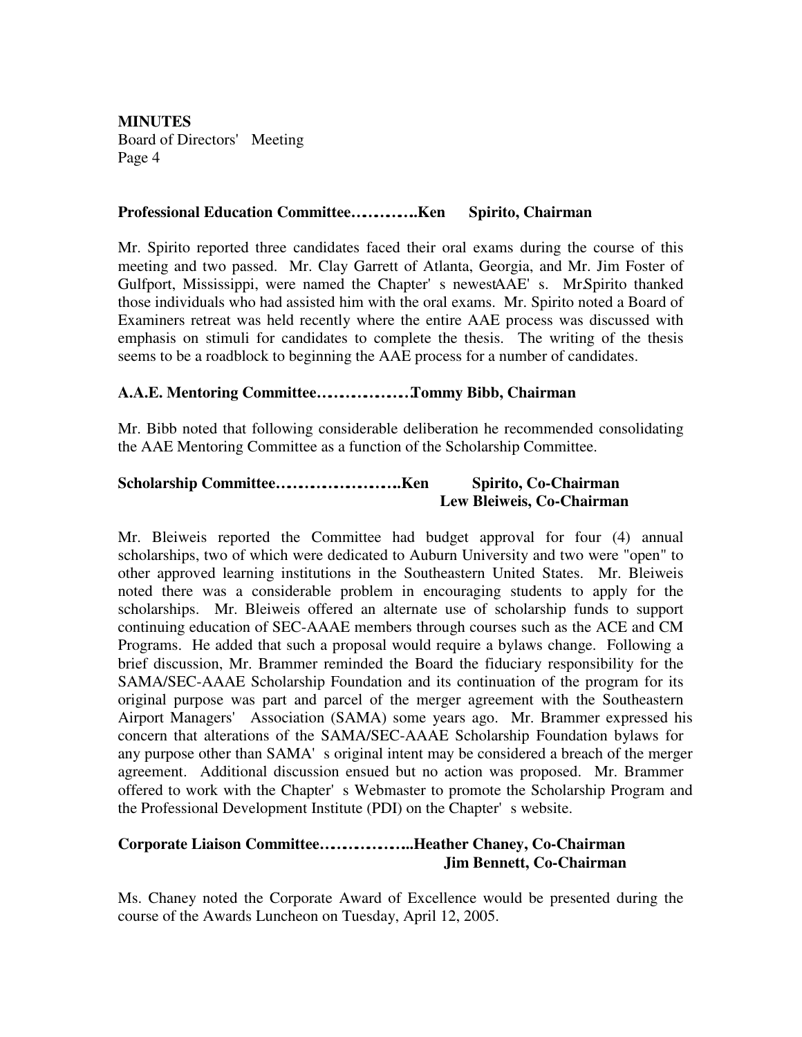**MINUTES**
Board of Directors' Meeting
Page 4

**Professional Education Committee………….Ken Spirito, Chairman**

Mr. Spirito reported three candidates faced their oral exams during the course of this meeting and two passed. Mr. Clay Garrett of Atlanta, Georgia, and Mr. Jim Foster of Gulfport, Mississippi, were named the Chapter's newest AAE's. Mr. Spirito thanked those individuals who had assisted him with the oral exams. Mr. Spirito noted a Board of Examiners retreat was held recently where the entire AAE process was discussed with emphasis on stimuli for candidates to complete the thesis. The writing of the thesis seems to be a roadblock to beginning the AAE process for a number of candidates.

**A.A.E. Mentoring Committee……………….Tommy Bibb, Chairman**

Mr. Bibb noted that following considerable deliberation he recommended consolidating the AAE Mentoring Committee as a function of the Scholarship Committee.

**Scholarship Committee…………………….Ken Spirito, Co-Chairman**
**Lew Bleiweis, Co-Chairman**

Mr. Bleiweis reported the Committee had budget approval for four (4) annual scholarships, two of which were dedicated to Auburn University and two were "open" to other approved learning institutions in the Southeastern United States. Mr. Bleiweis noted there was a considerable problem in encouraging students to apply for the scholarships. Mr. Bleiweis offered an alternate use of scholarship funds to support continuing education of SEC-AAAE members through courses such as the ACE and CM Programs. He added that such a proposal would require a bylaws change. Following a brief discussion, Mr. Brammer reminded the Board the fiduciary responsibility for the SAMA/SEC-AAAE Scholarship Foundation and its continuation of the program for its original purpose was part and parcel of the merger agreement with the Southeastern Airport Managers' Association (SAMA) some years ago. Mr. Brammer expressed his concern that alterations of the SAMA/SEC-AAAE Scholarship Foundation bylaws for any purpose other than SAMA's original intent may be considered a breach of the merger agreement. Additional discussion ensued but no action was proposed. Mr. Brammer offered to work with the Chapter's Webmaster to promote the Scholarship Program and the Professional Development Institute (PDI) on the Chapter's website.

**Corporate Liaison Committee……………...Heather Chaney, Co-Chairman**
**Jim Bennett, Co-Chairman**

Ms. Chaney noted the Corporate Award of Excellence would be presented during the course of the Awards Luncheon on Tuesday, April 12, 2005.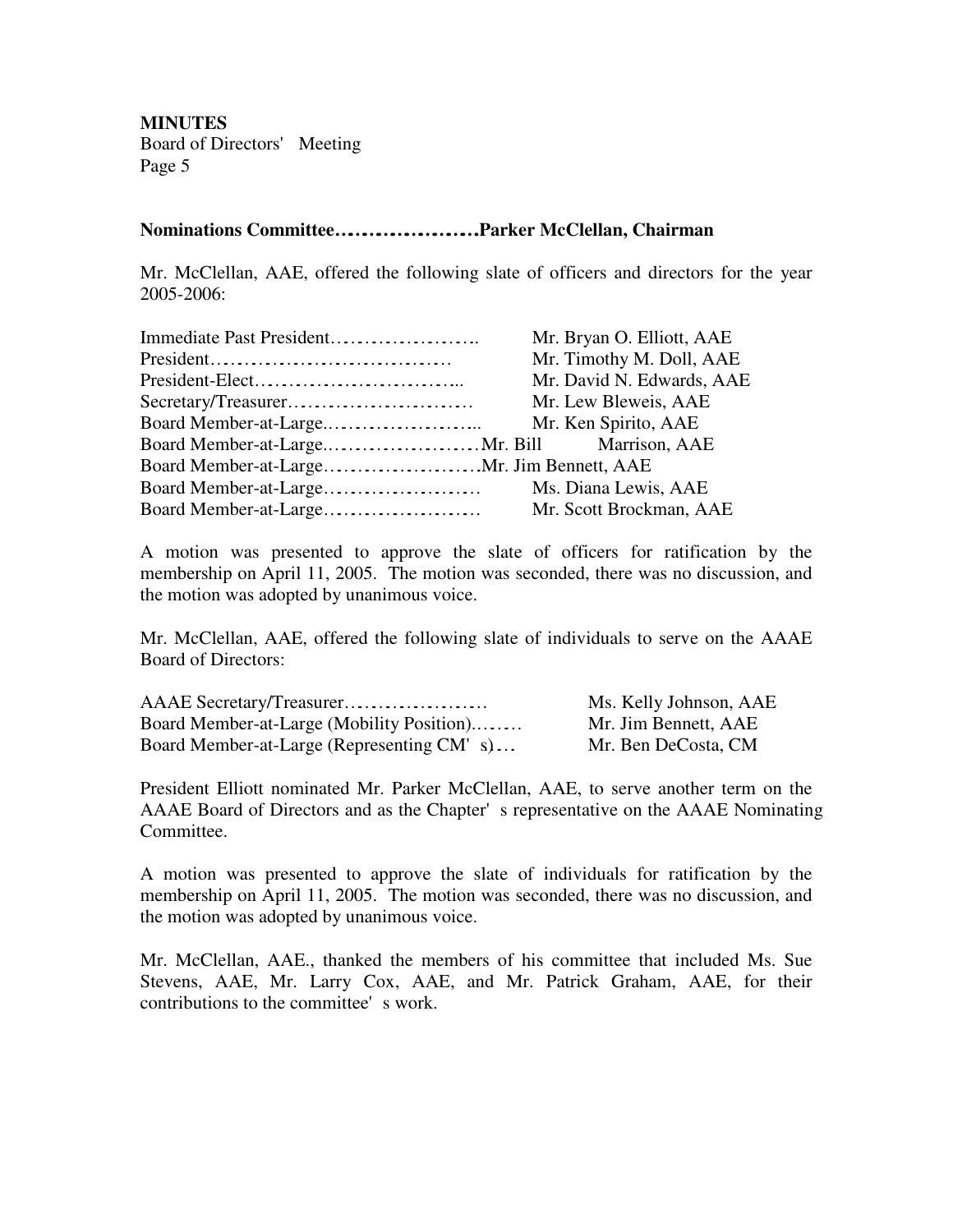**MINUTES**
Board of Directors' Meeting

**Nominations Committee…………………Parker McClellan, Chairman**

Mr. McClellan, AAE, offered the following slate of officers and directors for the year 2005-2006:

| | |
|---|---|
| Immediate Past President………………….. | Mr. Bryan O. Elliott, AAE |
| President……………………………… | Mr. Timothy M. Doll, AAE |
| President-Elect…………………………... | Mr. David N. Edwards, AAE |
| Secretary/Treasurer……………………… | Mr. Lew Bleweis, AAE |
| Board Member-at-Large.…………………... | Mr. Ken Spirito, AAE |
| Board Member-at-Large.………………… | Mr. Bill Marrison, AAE |
| Board Member-at-Large…………………… | Mr. Jim Bennett, AAE |
| Board Member-at-Large…………………… | Ms. Diana Lewis, AAE |
| Board Member-at-Large…………………… | Mr. Scott Brockman, AAE |

A motion was presented to approve the slate of officers for ratification by the membership on April 11, 2005. The motion was seconded, there was no discussion, and the motion was adopted by unanimous voice.

Mr. McClellan, AAE, offered the following slate of individuals to serve on the AAAE Board of Directors:

| | |
|---|---|
| AAAE Secretary/Treasurer………………… | Ms. Kelly Johnson, AAE |
| Board Member-at-Large (Mobility Position).……. | Mr. Jim Bennett, AAE |
| Board Member-at-Large (Representing CM's)… | Mr. Ben DeCosta, CM |

President Elliott nominated Mr. Parker McClellan, AAE, to serve another term on the AAAE Board of Directors and as the Chapter's representative on the AAAE Nominating Committee.

A motion was presented to approve the slate of individuals for ratification by the membership on April 11, 2005. The motion was seconded, there was no discussion, and the motion was adopted by unanimous voice.

Mr. McClellan, AAE., thanked the members of his committee that included Ms. Sue Stevens, AAE, Mr. Larry Cox, AAE, and Mr. Patrick Graham, AAE, for their contributions to the committee's work.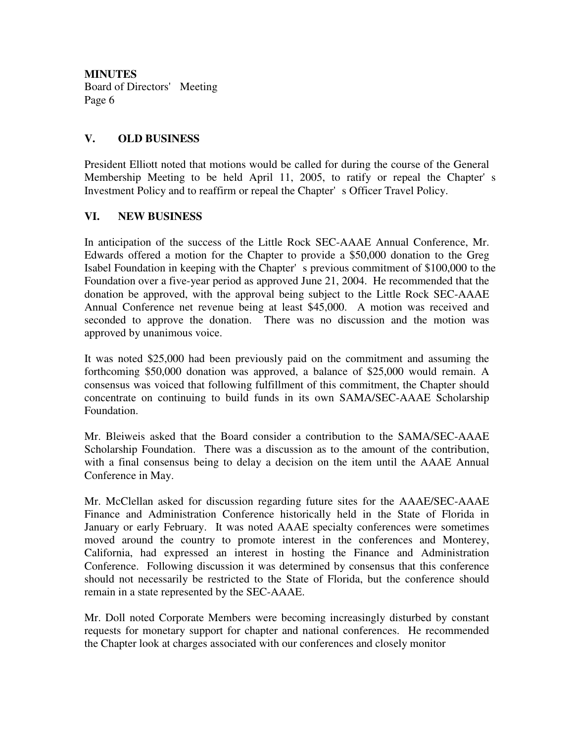## V. OLD BUSINESS

President Elliott noted that motions would be called for during the course of the General Membership Meeting to be held April 11, 2005, to ratify or repeal the Chapter's Investment Policy and to reaffirm or repeal the Chapter's Officer Travel Policy.

## VI. NEW BUSINESS

In anticipation of the success of the Little Rock SEC-AAAE Annual Conference, Mr. Edwards offered a motion for the Chapter to provide a $50,000 donation to the Greg Isabel Foundation in keeping with the Chapter's previous commitment of $100,000 to the Foundation over a five-year period as approved June 21, 2004. He recommended that the donation be approved, with the approval being subject to the Little Rock SEC-AAAE Annual Conference net revenue being at least $45,000. A motion was received and seconded to approve the donation. There was no discussion and the motion was approved by unanimous voice.

It was noted $25,000 had been previously paid on the commitment and assuming the forthcoming $50,000 donation was approved, a balance of $25,000 would remain. A consensus was voiced that following fulfillment of this commitment, the Chapter should concentrate on continuing to build funds in its own SAMA/SEC-AAAE Scholarship Foundation.

Mr. Bleiweis asked that the Board consider a contribution to the SAMA/SEC-AAAE Scholarship Foundation. There was a discussion as to the amount of the contribution, with a final consensus being to delay a decision on the item until the AAAE Annual Conference in May.

Mr. McClellan asked for discussion regarding future sites for the AAAE/SEC-AAAE Finance and Administration Conference historically held in the State of Florida in January or early February. It was noted AAAE specialty conferences were sometimes moved around the country to promote interest in the conferences and Monterey, California, had expressed an interest in hosting the Finance and Administration Conference. Following discussion it was determined by consensus that this conference should not necessarily be restricted to the State of Florida, but the conference should remain in a state represented by the SEC-AAAE.

Mr. Doll noted Corporate Members were becoming increasingly disturbed by constant requests for monetary support for chapter and national conferences. He recommended the Chapter look at charges associated with our conferences and closely monitor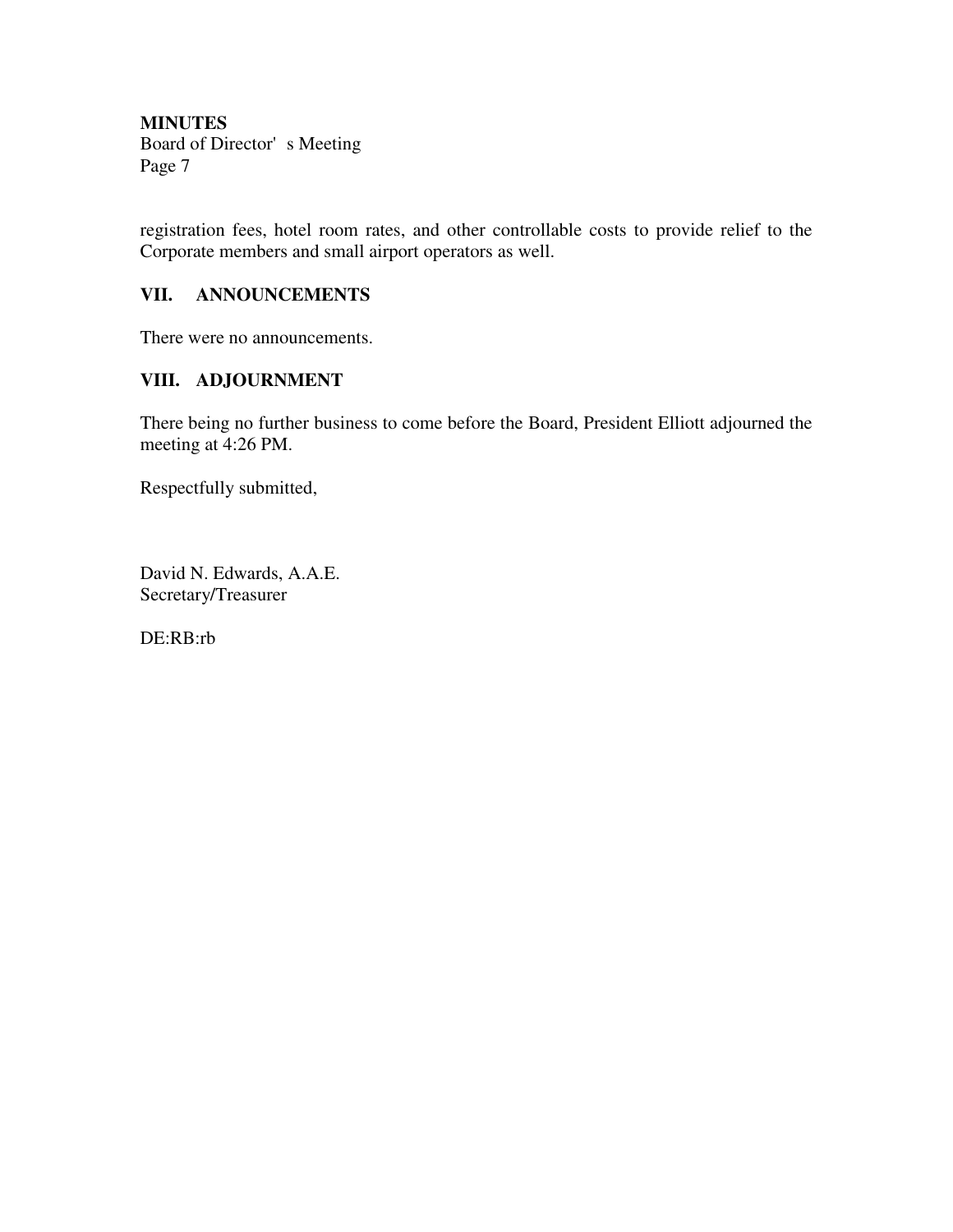registration fees, hotel room rates, and other controllable costs to provide relief to the Corporate members and small airport operators as well.

## VII. ANNOUNCEMENTS

There were no announcements.

## VIII. ADJOURNMENT

There being no further business to come before the Board, President Elliott adjourned the meeting at 4:26 PM.

Respectfully submitted,

David N. Edwards, A.A.E.
Secretary/Treasurer

DE:RB:rb